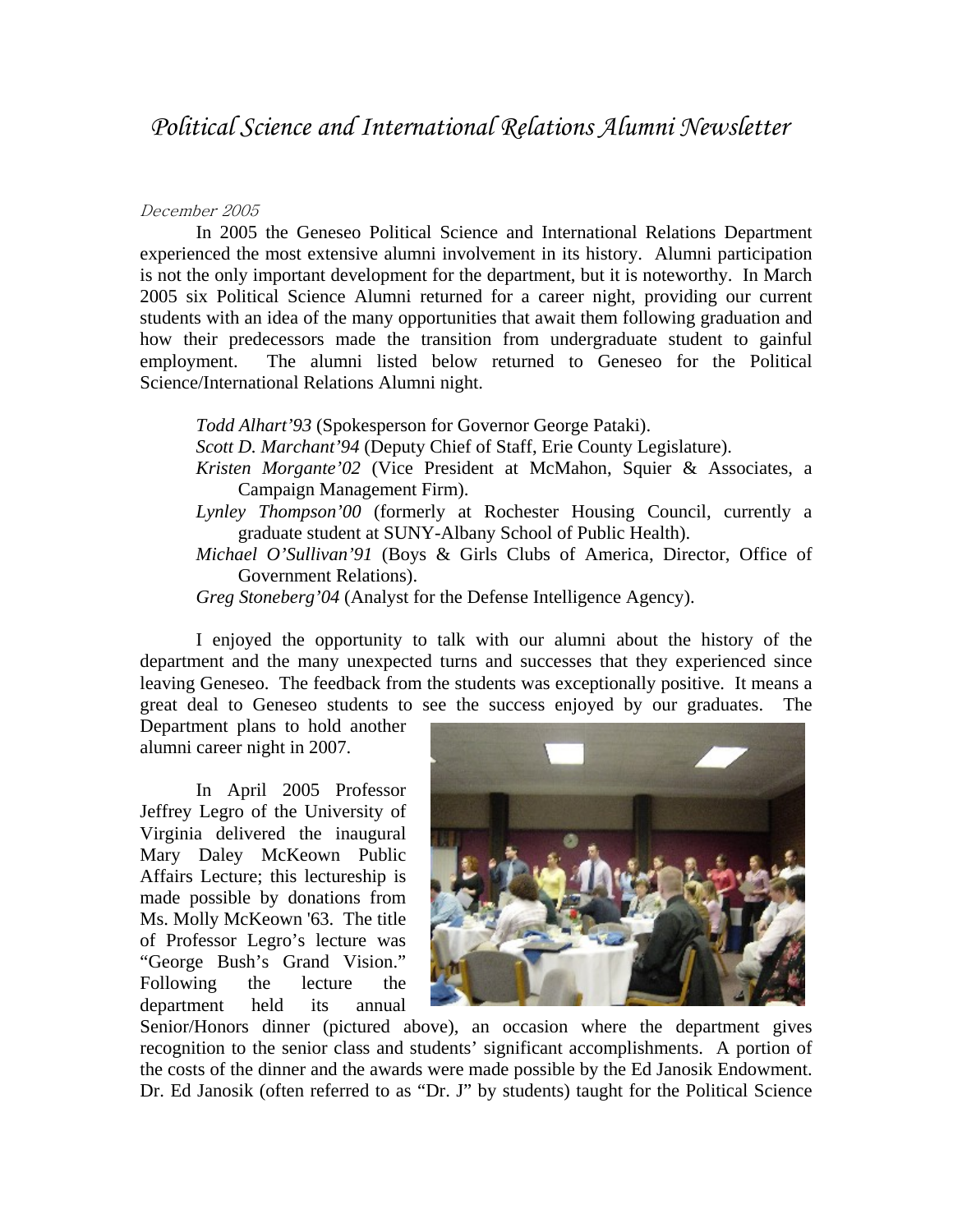// Political Science and International Relations Alumni Newsletter

*December 2005*

In 2005 the Geneseo Political Science and International Relations Department experienced the most extensive alumni involvement in its history. Alumni participation is not the only important development for the department, but it is noteworthy. In March 2005 six Political Science Alumni returned for a career night, providing our current students with an idea of the many opportunities that await them following graduation and how their predecessors made the transition from undergraduate student to gainful employment. The alumni listed below returned to Geneseo for the Political Science/International Relations Alumni night.

- *Todd Alhart'93* (Spokesperson for Governor George Pataki).
- *Scott D. Marchant'94* (Deputy Chief of Staff, Erie County Legislature).
- *Kristen Morgante'02* (Vice President at McMahon, Squier & Associates, a Campaign Management Firm).
- *Lynley Thompson'00* (formerly at Rochester Housing Council, currently a graduate student at SUNY-Albany School of Public Health).
- *Michael O'Sullivan'91* (Boys & Girls Clubs of America, Director, Office of Government Relations).
- *Greg Stoneberg'04* (Analyst for the Defense Intelligence Agency).

I enjoyed the opportunity to talk with our alumni about the history of the department and the many unexpected turns and successes that they experienced since leaving Geneseo. The feedback from the students was exceptionally positive. It means a great deal to Geneseo students to see the success enjoyed by our graduates. The Department plans to hold another alumni career night in 2007.

In April 2005 Professor Jeffrey Legro of the University of Virginia delivered the inaugural Mary Daley McKeown Public Affairs Lecture; this lectureship is made possible by donations from Ms. Molly McKeown '63. The title of Professor Legro's lecture was "George Bush's Grand Vision." Following the lecture the department held its annual Senior/Honors dinner (pictured above), an occasion where the department gives recognition to the senior class and students' significant accomplishments. A portion of the costs of the dinner and the awards were made possible by the Ed Janosik Endowment. Dr. Ed Janosik (often referred to as "Dr. J" by students) taught for the Political Science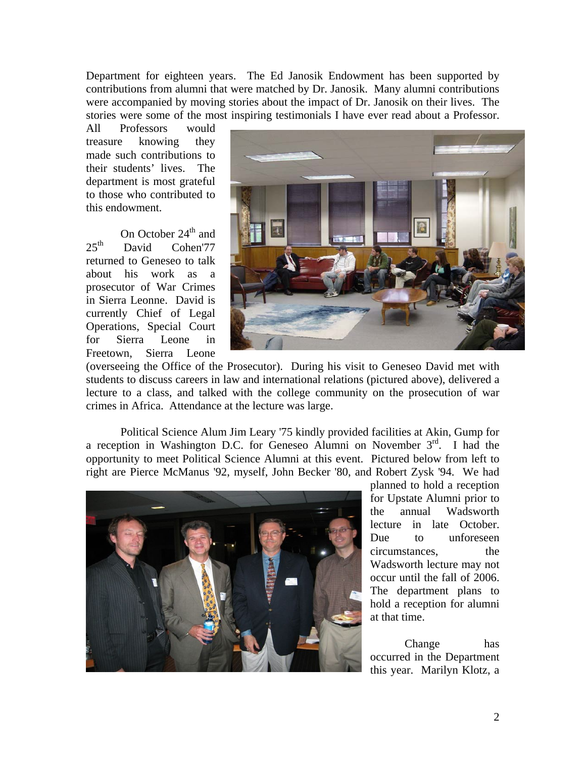Department for eighteen years. The Ed Janosik Endowment has been supported by contributions from alumni that were matched by Dr. Janosik. Many alumni contributions were accompanied by moving stories about the impact of Dr. Janosik on their lives. The stories were some of the most inspiring testimonials I have ever read about a Professor. All Professors would treasure knowing they made such contributions to their students' lives. The department is most grateful to those who contributed to this endowment.

On October 24th and 25th David Cohen'77 returned to Geneseo to talk about his work as a prosecutor of War Crimes in Sierra Leonne. David is currently Chief of Legal Operations, Special Court for Sierra Leone in Freetown, Sierra Leone (overseeing the Office of the Prosecutor). During his visit to Geneseo David met with students to discuss careers in law and international relations (pictured above), delivered a lecture to a class, and talked with the college community on the prosecution of war crimes in Africa. Attendance at the lecture was large.

Political Science Alum Jim Leary '75 kindly provided facilities at Akin, Gump for a reception in Washington D.C. for Geneseo Alumni on November 3rd. I had the opportunity to meet Political Science Alumni at this event. Pictured below from left to right are Pierce McManus '92, myself, John Becker '80, and Robert Zysk '94. We had planned to hold a reception for Upstate Alumni prior to the annual Wadsworth lecture in late October. Due to unforeseen circumstances, the Wadsworth lecture may not occur until the fall of 2006. The department plans to hold a reception for alumni at that time.

Change has occurred in the Department this year. Marilyn Klotz, a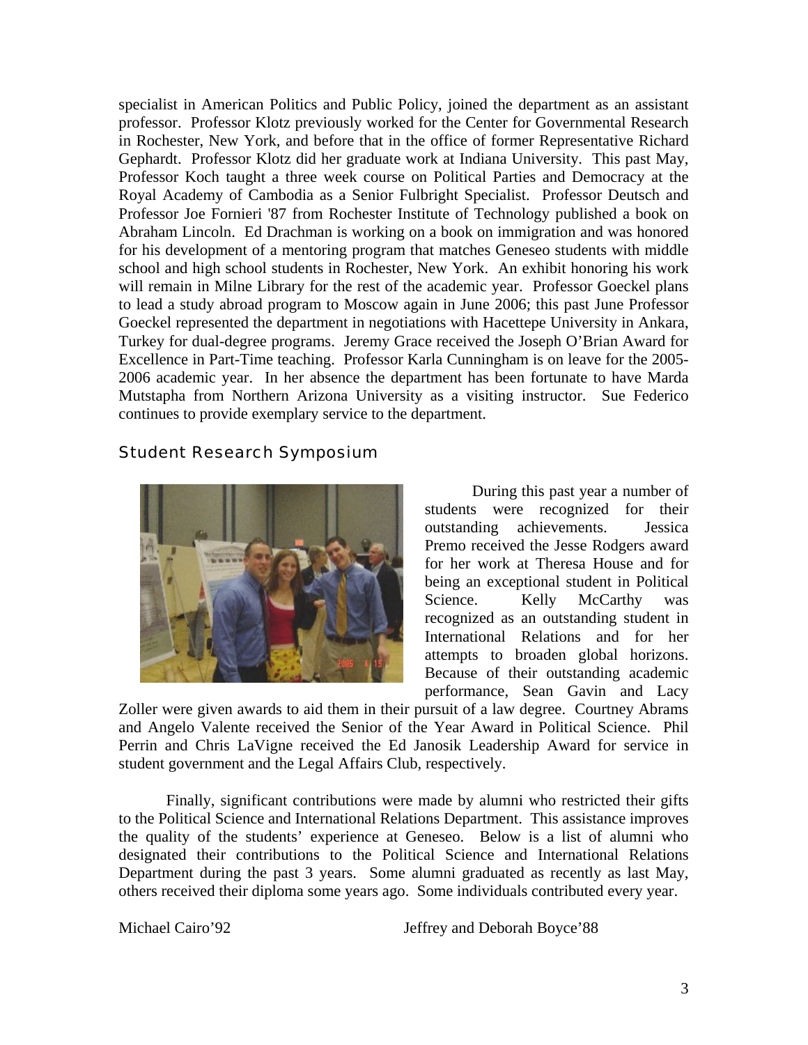specialist in American Politics and Public Policy, joined the department as an assistant professor. Professor Klotz previously worked for the Center for Governmental Research in Rochester, New York, and before that in the office of former Representative Richard Gephardt. Professor Klotz did her graduate work at Indiana University. This past May, Professor Koch taught a three week course on Political Parties and Democracy at the Royal Academy of Cambodia as a Senior Fulbright Specialist. Professor Deutsch and Professor Joe Fornieri '87 from Rochester Institute of Technology published a book on Abraham Lincoln. Ed Drachman is working on a book on immigration and was honored for his development of a mentoring program that matches Geneseo students with middle school and high school students in Rochester, New York. An exhibit honoring his work will remain in Milne Library for the rest of the academic year. Professor Goeckel plans to lead a study abroad program to Moscow again in June 2006; this past June Professor Goeckel represented the department in negotiations with Hacettepe University in Ankara, Turkey for dual-degree programs. Jeremy Grace received the Joseph O'Brian Award for Excellence in Part-Time teaching. Professor Karla Cunningham is on leave for the 2005-2006 academic year. In her absence the department has been fortunate to have Marda Mutstapha from Northern Arizona University as a visiting instructor. Sue Federico continues to provide exemplary service to the department.

## Student Research Symposium

During this past year a number of students were recognized for their outstanding achievements. Jessica Premo received the Jesse Rodgers award for her work at Theresa House and for being an exceptional student in Political Science. Kelly McCarthy was recognized as an outstanding student in International Relations and for her attempts to broaden global horizons. Because of their outstanding academic performance, Sean Gavin and Lacy Zoller were given awards to aid them in their pursuit of a law degree. Courtney Abrams and Angelo Valente received the Senior of the Year Award in Political Science. Phil Perrin and Chris LaVigne received the Ed Janosik Leadership Award for service in student government and the Legal Affairs Club, respectively.

Finally, significant contributions were made by alumni who restricted their gifts to the Political Science and International Relations Department. This assistance improves the quality of the students' experience at Geneseo. Below is a list of alumni who designated their contributions to the Political Science and International Relations Department during the past 3 years. Some alumni graduated as recently as last May, others received their diploma some years ago. Some individuals contributed every year.

Michael Cairo'92

Jeffrey and Deborah Boyce'88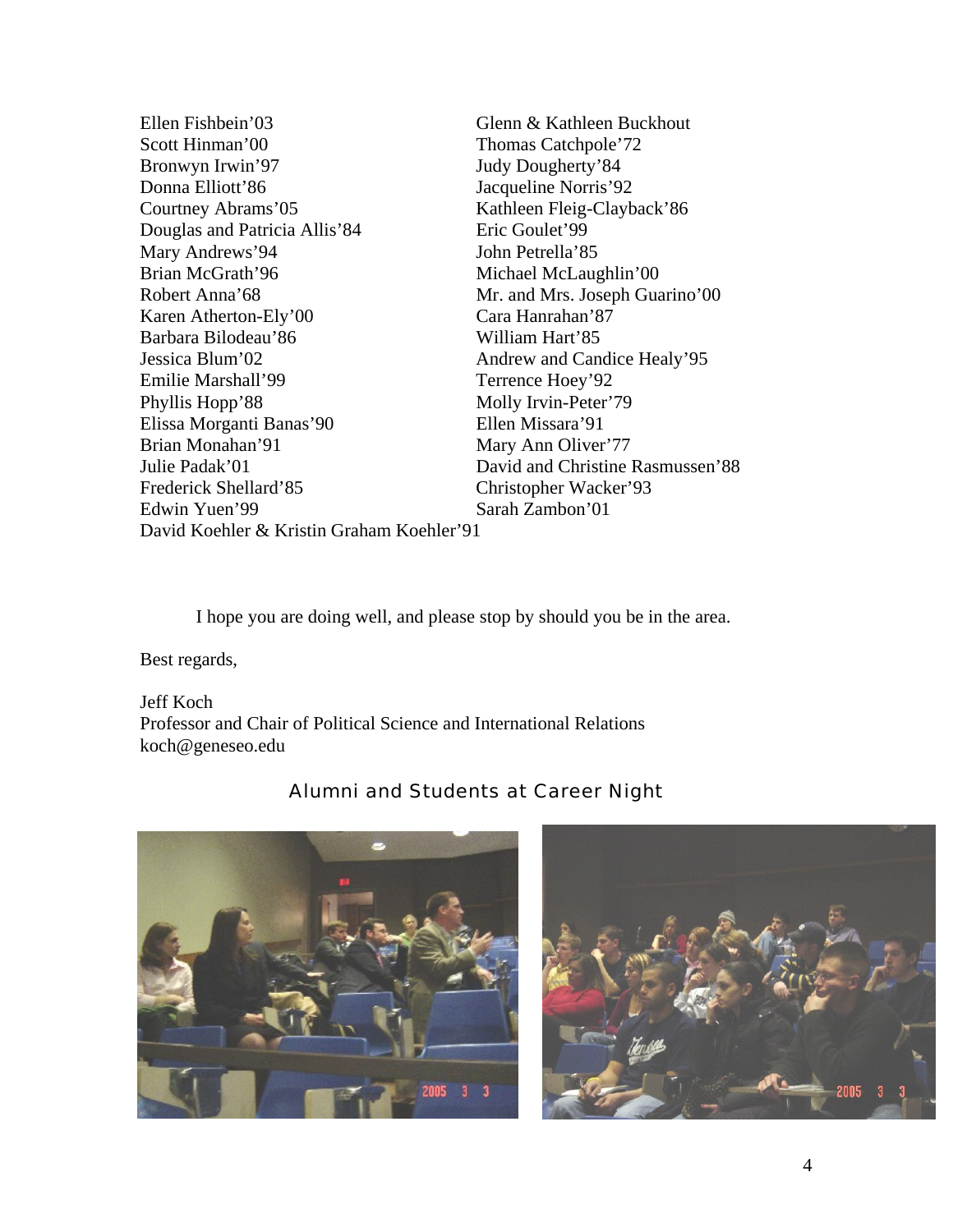Ellen Fishbein’03
Scott Hinman’00
Bronwyn Irwin’97
Donna Elliott’86
Courtney Abrams’05
Douglas and Patricia Allis’84
Mary Andrews’94
Brian McGrath’96
Robert Anna’68
Karen Atherton-Ely’00
Barbara Bilodeau’86
Jessica Blum’02
Emilie Marshall’99
Phyllis Hopp’88
Elissa Morganti Banas’90
Brian Monahan’91
Julie Padak’01
Frederick Shellard’85
Edwin Yuen’99
Glenn & Kathleen Buckhout
Thomas Catchpole’72
Judy Dougherty’84
Jacqueline Norris’92
Kathleen Fleig-Clayback’86
Eric Goulet’99
John Petrella’85
Michael McLaughlin’00
Mr. and Mrs. Joseph Guarino’00
Cara Hanrahan’87
William Hart’85
Andrew and Candice Healy’95
Terrence Hoey’92
Molly Irvin-Peter’79
Ellen Missara’91
Mary Ann Oliver’77
David and Christine Rasmussen’88
Christopher Wacker’93
Sarah Zambon’01
David Koehler & Kristin Graham Koehler’91

I hope you are doing well, and please stop by should you be in the area.

Best regards,

Jeff Koch
Professor and Chair of Political Science and International Relations
koch@geneseo.edu

Alumni and Students at Career Night